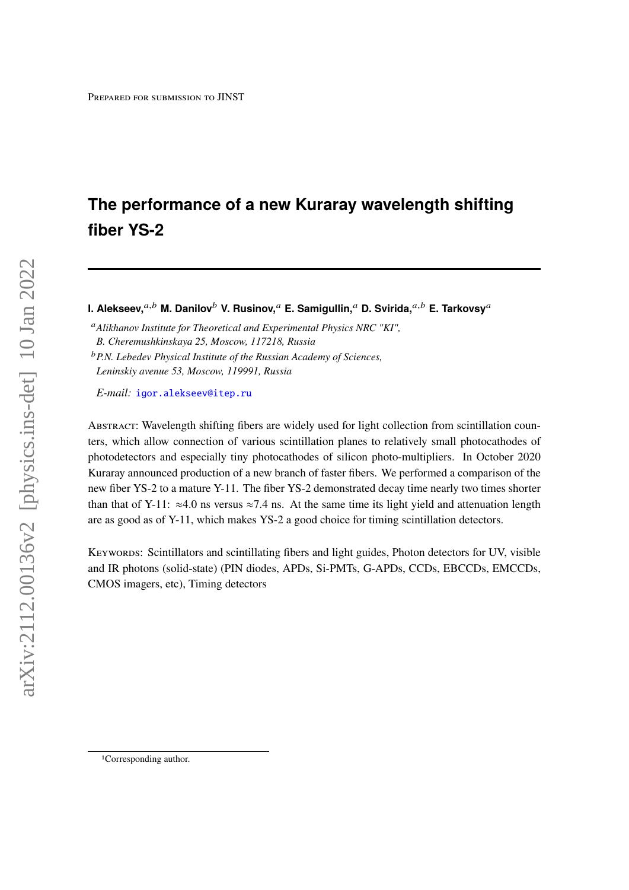Prepared for submission to JINST

# The performance of a new Kuraray wavelength shifting fiber YS-2

**I. Alekseev,**[a,b] **M. Danilov**[b] **V. Rusinov,**[a] **E. Samigullin,**[a] **D. Svirida,**[a,b] **E. Tarkovsy**[a]

[a] *Alikhanov Institute for Theoretical and Experimental Physics NRC "KI", B. Cheremushkinskaya 25, Moscow, 117218, Russia*

[b] *P.N. Lebedev Physical Institute of the Russian Academy of Sciences, Leninskiy avenue 53, Moscow, 119991, Russia*

*E-mail:* igor.alekseev@itep.ru

Abstract: Wavelength shifting fibers are widely used for light collection from scintillation counters, which allow connection of various scintillation planes to relatively small photocathodes of photodetectors and especially tiny photocathodes of silicon photo-multipliers. In October 2020 Kuraray announced production of a new branch of faster fibers. We performed a comparison of the new fiber YS-2 to a mature Y-11. The fiber YS-2 demonstrated decay time nearly two times shorter than that of Y-11: $\approx$4.0 ns versus $\approx$7.4 ns. At the same time its light yield and attenuation length are as good as of Y-11, which makes YS-2 a good choice for timing scintillation detectors.

Keywords: Scintillators and scintillating fibers and light guides, Photon detectors for UV, visible and IR photons (solid-state) (PIN diodes, APDs, Si-PMTs, G-APDs, CCDs, EBCCDs, EMCCDs, CMOS imagers, etc), Timing detectors

[1]Corresponding author.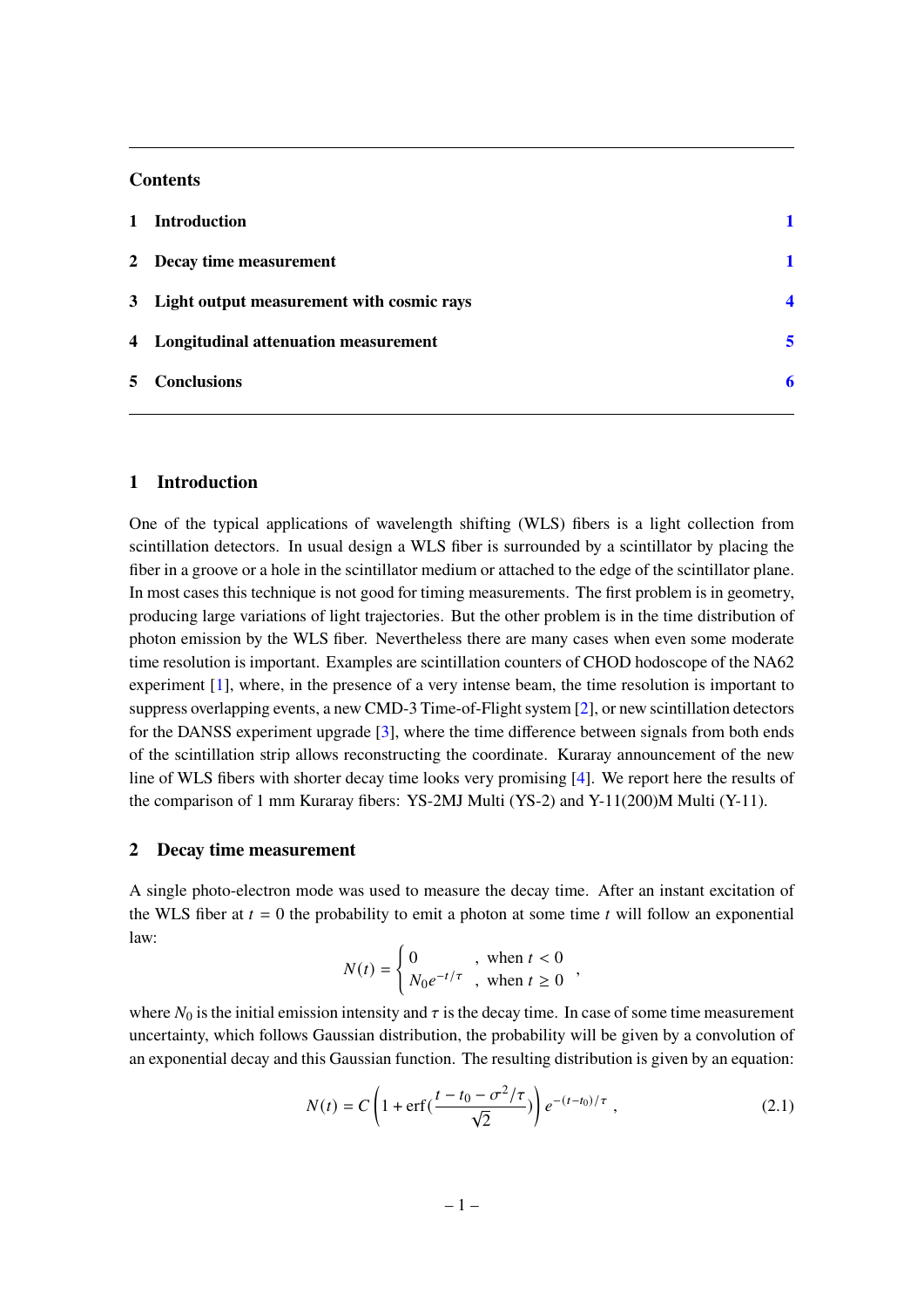## Contents

1 **Introduction** 1

2 **Decay time measurement** 1

3 **Light output measurement with cosmic rays** 4

4 **Longitudinal attenuation measurement** 5

5 **Conclusions** 6

## 1 Introduction

One of the typical applications of wavelength shifting (WLS) fibers is a light collection from scintillation detectors. In usual design a WLS fiber is surrounded by a scintillator by placing the fiber in a groove or a hole in the scintillator medium or attached to the edge of the scintillator plane. In most cases this technique is not good for timing measurements. The first problem is in geometry, producing large variations of light trajectories. But the other problem is in the time distribution of photon emission by the WLS fiber. Nevertheless there are many cases when even some moderate time resolution is important. Examples are scintillation counters of CHOD hodoscope of the NA62 experiment [1], where, in the presence of a very intense beam, the time resolution is important to suppress overlapping events, a new CMD-3 Time-of-Flight system [2], or new scintillation detectors for the DANSS experiment upgrade [3], where the time difference between signals from both ends of the scintillation strip allows reconstructing the coordinate. Kuraray announcement of the new line of WLS fibers with shorter decay time looks very promising [4]. We report here the results of the comparison of 1 mm Kuraray fibers: YS-2MJ Multi (YS-2) and Y-11(200)M Multi (Y-11).

## 2 Decay time measurement

A single photo-electron mode was used to measure the decay time. After an instant excitation of the WLS fiber at $t = 0$ the probability to emit a photon at some time $t$ will follow an exponential law:

$$N(t) = \begin{cases} 0 & , \text{ when } t < 0 \\ N_0 e^{-t/\tau} & , \text{ when } t \geq 0 \end{cases} ,$$

where $N_0$ is the initial emission intensity and $\tau$ is the decay time. In case of some time measurement uncertainty, which follows Gaussian distribution, the probability will be given by a convolution of an exponential decay and this Gaussian function. The resulting distribution is given by an equation:

$$N(t) = C\left(1 + \text{erf}\left(\frac{t - t_0 - \sigma^2/\tau}{\sqrt{2}}\right)\right) e^{-(t-t_0)/\tau} , \tag{2.1}$$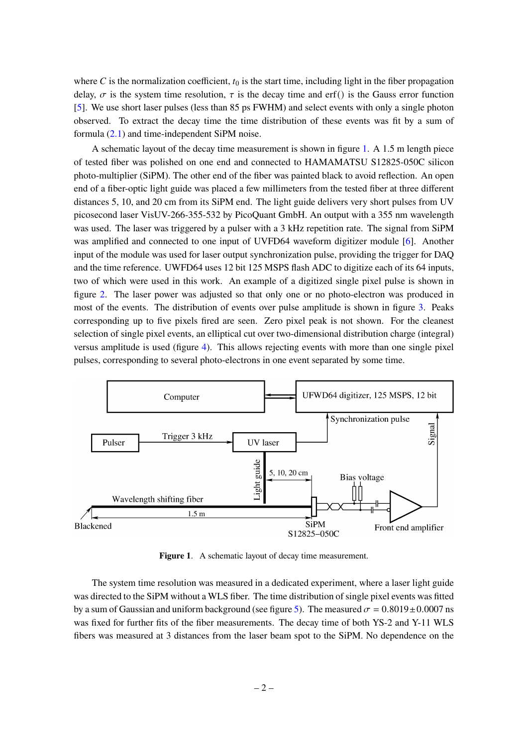where $C$ is the normalization coefficient, $t_0$ is the start time, including light in the fiber propagation delay, $\sigma$ is the system time resolution, $\tau$ is the decay time and erf() is the Gauss error function [5]. We use short laser pulses (less than 85 ps FWHM) and select events with only a single photon observed. To extract the decay time the time distribution of these events was fit by a sum of formula (2.1) and time-independent SiPM noise.

A schematic layout of the decay time measurement is shown in figure 1. A 1.5 m length piece of tested fiber was polished on one end and connected to HAMAMATSU S12825-050C silicon photo-multiplier (SiPM). The other end of the fiber was painted black to avoid reflection. An open end of a fiber-optic light guide was placed a few millimeters from the tested fiber at three different distances 5, 10, and 20 cm from its SiPM end. The light guide delivers very short pulses from UV picosecond laser VisUV-266-355-532 by PicoQuant GmbH. An output with a 355 nm wavelength was used. The laser was triggered by a pulser with a 3 kHz repetition rate. The signal from SiPM was amplified and connected to one input of UVFD64 waveform digitizer module [6]. Another input of the module was used for laser output synchronization pulse, providing the trigger for DAQ and the time reference. UWFD64 uses 12 bit 125 MSPS flash ADC to digitize each of its 64 inputs, two of which were used in this work. An example of a digitized single pixel pulse is shown in figure 2. The laser power was adjusted so that only one or no photo-electron was produced in most of the events. The distribution of events over pulse amplitude is shown in figure 3. Peaks corresponding up to five pixels fired are seen. Zero pixel peak is not shown. For the cleanest selection of single pixel events, an elliptical cut over two-dimensional distribution charge (integral) versus amplitude is used (figure 4). This allows rejecting events with more than one single pixel pulses, corresponding to several photo-electrons in one event separated by some time.

**Figure 1**. A schematic layout of decay time measurement.

The system time resolution was measured in a dedicated experiment, where a laser light guide was directed to the SiPM without a WLS fiber. The time distribution of single pixel events was fitted by a sum of Gaussian and uniform background (see figure 5). The measured $\sigma = 0.8019 \pm 0.0007$ ns was fixed for further fits of the fiber measurements. The decay time of both YS-2 and Y-11 WLS fibers was measured at 3 distances from the laser beam spot to the SiPM. No dependence on the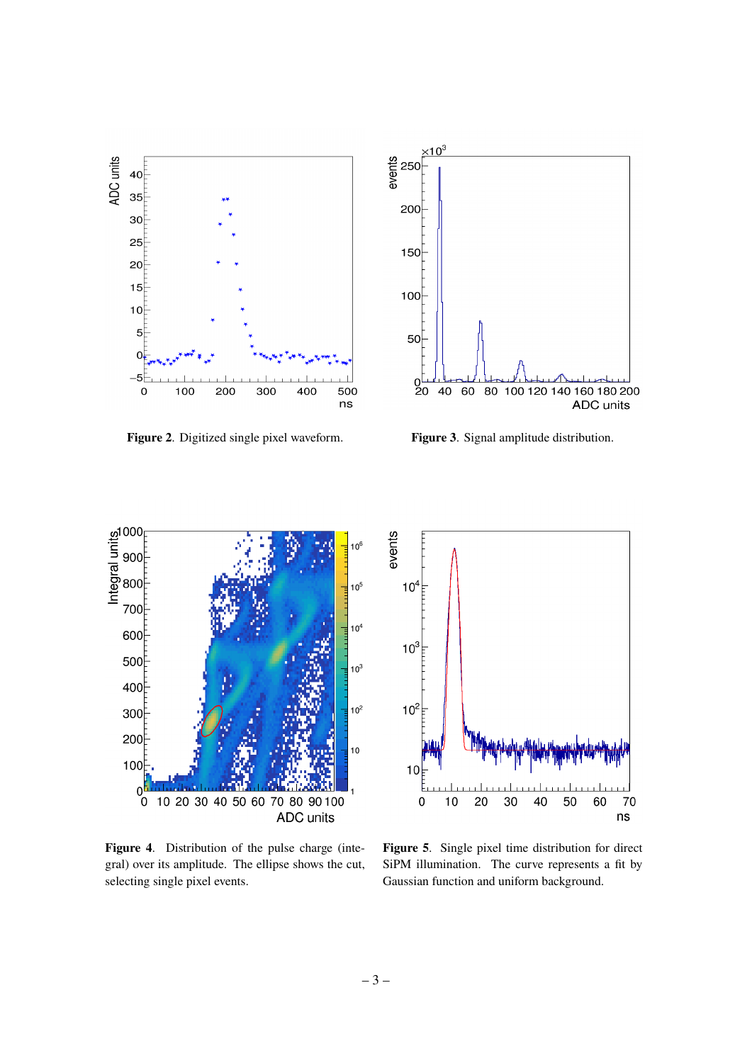**Figure 2**. Digitized single pixel waveform.

**Figure 3**. Signal amplitude distribution.

**Figure 4**. Distribution of the pulse charge (integral) over its amplitude. The ellipse shows the cut, selecting single pixel events.

**Figure 5**. Single pixel time distribution for direct SiPM illumination. The curve represents a fit by Gaussian function and uniform background.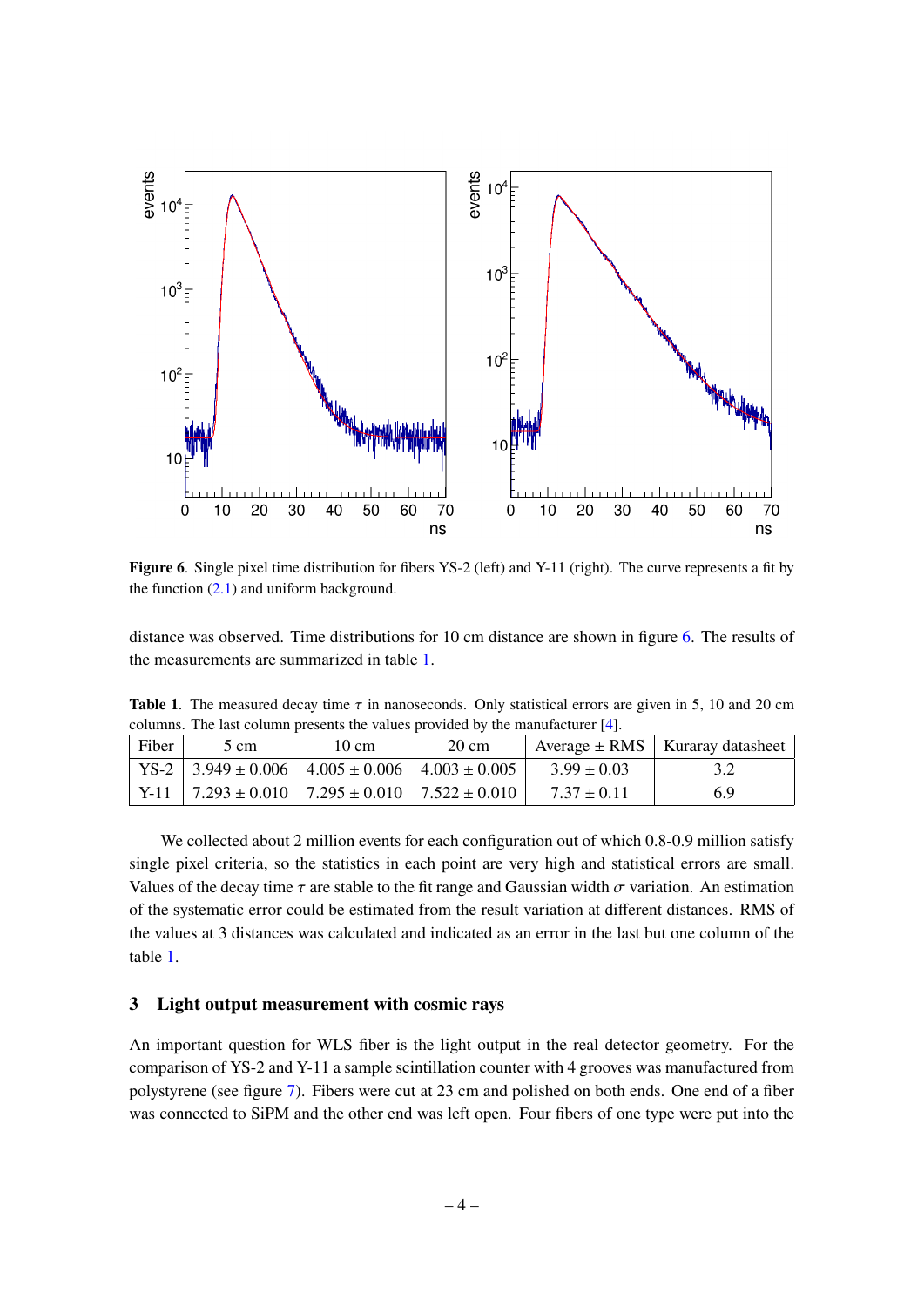**Figure 6**. Single pixel time distribution for fibers YS-2 (left) and Y-11 (right). The curve represents a fit by the function (2.1) and uniform background.

distance was observed. Time distributions for 10 cm distance are shown in figure 6. The results of the measurements are summarized in table 1.

**Table 1**. The measured decay time $\tau$ in nanoseconds. Only statistical errors are given in 5, 10 and 20 cm columns. The last column presents the values provided by the manufacturer [4].

| Fiber | 5 cm | 10 cm | 20 cm | Average ± RMS | Kuraray datasheet |
|---|---|---|---|---|---|
| YS-2 | 3.949 ± 0.006 | 4.005 ± 0.006 | 4.003 ± 0.005 | 3.99 ± 0.03 | 3.2 |
| Y-11 | 7.293 ± 0.010 | 7.295 ± 0.010 | 7.522 ± 0.010 | 7.37 ± 0.11 | 6.9 |

We collected about 2 million events for each configuration out of which 0.8-0.9 million satisfy single pixel criteria, so the statistics in each point are very high and statistical errors are small. Values of the decay time $\tau$ are stable to the fit range and Gaussian width $\sigma$ variation. An estimation of the systematic error could be estimated from the result variation at different distances. RMS of the values at 3 distances was calculated and indicated as an error in the last but one column of the table 1.

## 3 Light output measurement with cosmic rays

An important question for WLS fiber is the light output in the real detector geometry. For the comparison of YS-2 and Y-11 a sample scintillation counter with 4 grooves was manufactured from polystyrene (see figure 7). Fibers were cut at 23 cm and polished on both ends. One end of a fiber was connected to SiPM and the other end was left open. Four fibers of one type were put into the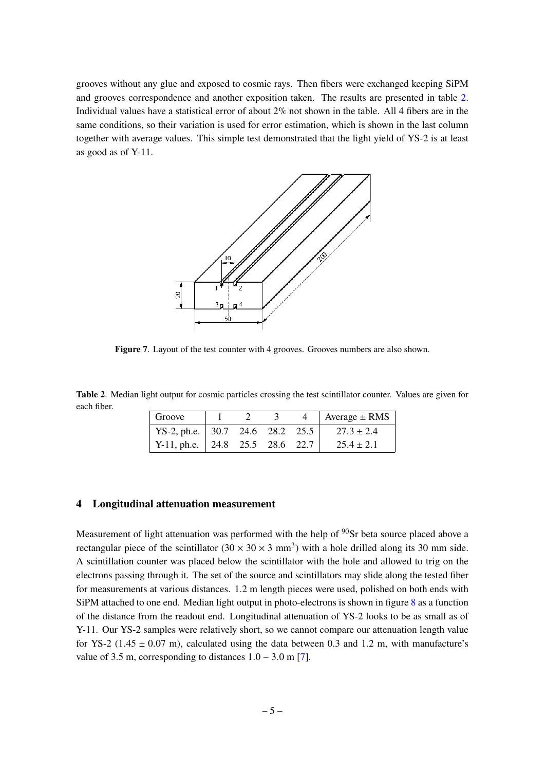grooves without any glue and exposed to cosmic rays. Then fibers were exchanged keeping SiPM and grooves correspondence and another exposition taken. The results are presented in table 2. Individual values have a statistical error of about 2% not shown in the table. All 4 fibers are in the same conditions, so their variation is used for error estimation, which is shown in the last column together with average values. This simple test demonstrated that the light yield of YS-2 is at least as good as of Y-11.

**Figure 7**. Layout of the test counter with 4 grooves. Grooves numbers are also shown.

**Table 2**. Median light output for cosmic particles crossing the test scintillator counter. Values are given for each fiber.

| Groove | 1 | 2 | 3 | 4 | Average ± RMS |
|---|---|---|---|---|---|
| YS-2, ph.e. | 30.7 | 24.6 | 28.2 | 25.5 | 27.3 ± 2.4 |
| Y-11, ph.e. | 24.8 | 25.5 | 28.6 | 22.7 | 25.4 ± 2.1 |

## 4 Longitudinal attenuation measurement

Measurement of light attenuation was performed with the help of $^{90}$Sr beta source placed above a rectangular piece of the scintillator ($30 \times 30 \times 3$ mm$^3$) with a hole drilled along its 30 mm side. A scintillation counter was placed below the scintillator with the hole and allowed to trig on the electrons passing through it. The set of the source and scintillators may slide along the tested fiber for measurements at various distances. 1.2 m length pieces were used, polished on both ends with SiPM attached to one end. Median light output in photo-electrons is shown in figure 8 as a function of the distance from the readout end. Longitudinal attenuation of YS-2 looks to be as small as of Y-11. Our YS-2 samples were relatively short, so we cannot compare our attenuation length value for YS-2 (1.45 ± 0.07 m), calculated using the data between 0.3 and 1.2 m, with manufacture's value of 3.5 m, corresponding to distances 1.0 – 3.0 m [7].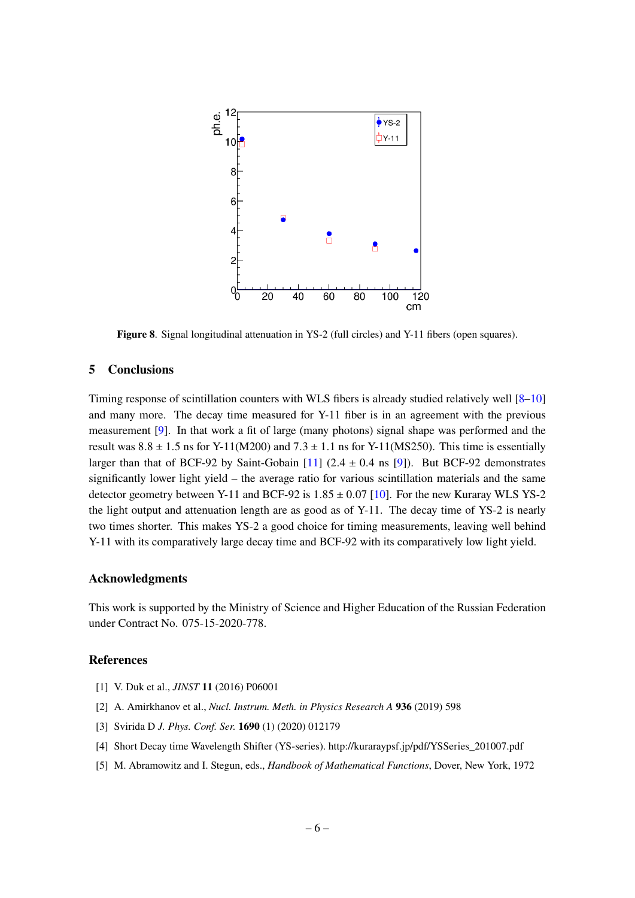**Figure 8**. Signal longitudinal attenuation in YS-2 (full circles) and Y-11 fibers (open squares).

## 5 Conclusions

Timing response of scintillation counters with WLS fibers is already studied relatively well [8–10] and many more. The decay time measured for Y-11 fiber is in an agreement with the previous measurement [9]. In that work a fit of large (many photons) signal shape was performed and the result was $8.8 \pm 1.5$ ns for Y-11(M200) and $7.3 \pm 1.1$ ns for Y-11(MS250). This time is essentially larger than that of BCF-92 by Saint-Gobain [11] ($2.4 \pm 0.4$ ns [9]). But BCF-92 demonstrates significantly lower light yield – the average ratio for various scintillation materials and the same detector geometry between Y-11 and BCF-92 is $1.85 \pm 0.07$ [10]. For the new Kuraray WLS YS-2 the light output and attenuation length are as good as of Y-11. The decay time of YS-2 is nearly two times shorter. This makes YS-2 a good choice for timing measurements, leaving well behind Y-11 with its comparatively large decay time and BCF-92 with its comparatively low light yield.

### Acknowledgments

This work is supported by the Ministry of Science and Higher Education of the Russian Federation under Contract No. 075-15-2020-778.

### References

[1] V. Duk et al., *JINST* **11** (2016) P06001

[2] A. Amirkhanov et al., *Nucl. Instrum. Meth. in Physics Research A* **936** (2019) 598

[3] Svirida D *J. Phys. Conf. Ser.* **1690** (1) (2020) 012179

[4] Short Decay time Wavelength Shifter (YS-series). http://kuraraypsf.jp/pdf/YSSeries_201007.pdf

[5] M. Abramowitz and I. Stegun, eds., *Handbook of Mathematical Functions*, Dover, New York, 1972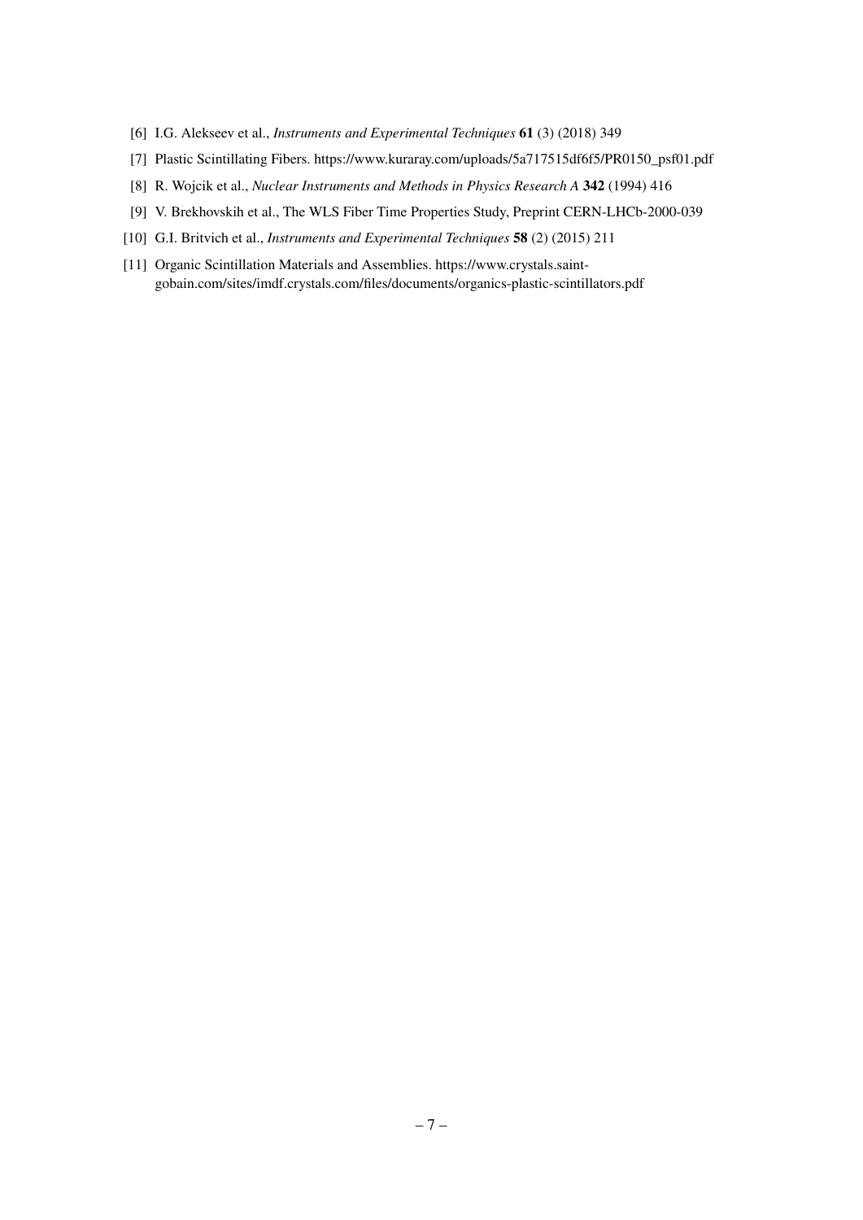[6] I.G. Alekseev et al., *Instruments and Experimental Techniques* **61** (3) (2018) 349

[7] Plastic Scintillating Fibers. https://www.kuraray.com/uploads/5a717515df6f5/PR0150_psf01.pdf

[8] R. Wojcik et al., *Nuclear Instruments and Methods in Physics Research A* **342** (1994) 416

[9] V. Brekhovskih et al., The WLS Fiber Time Properties Study, Preprint CERN-LHCb-2000-039

[10] G.I. Britvich et al., *Instruments and Experimental Techniques* **58** (2) (2015) 211

[11] Organic Scintillation Materials and Assemblies. https://www.crystals.saint-gobain.com/sites/imdf.crystals.com/files/documents/organics-plastic-scintillators.pdf